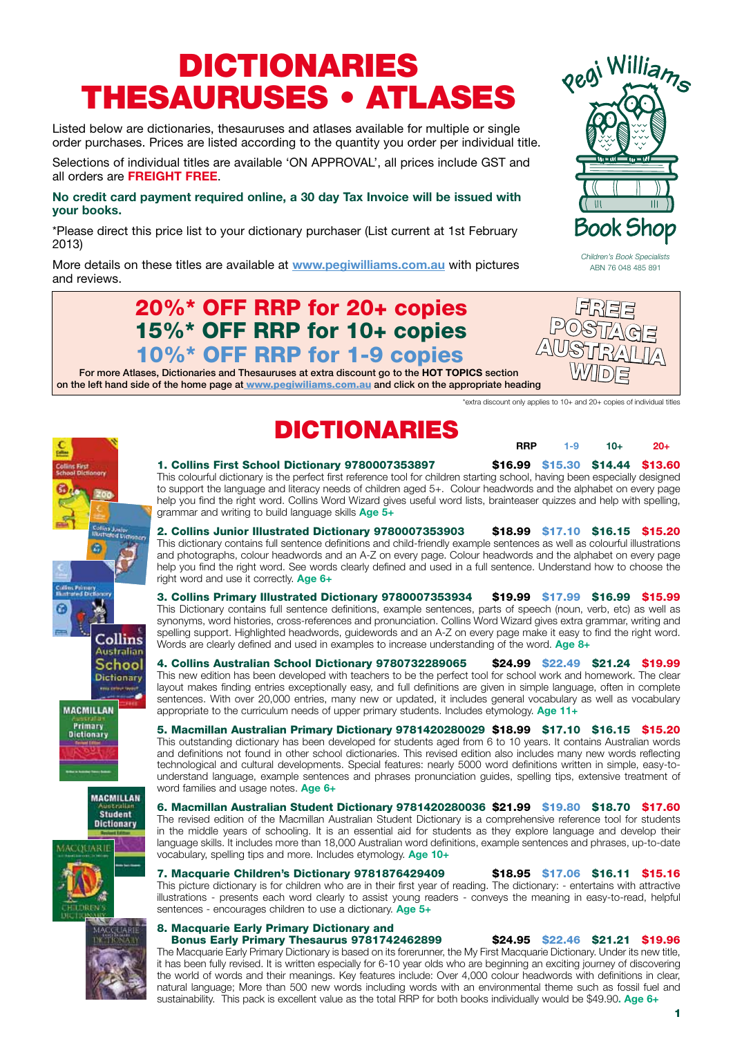// Editor's note (heading levels): the original page used # for both DICTIONARIES THESAURUSES • ATLASES and DICTIONARIES, which put the DICTIONARIES section on the same level as the page title. That section heading is now ##, and each numbered dictionary entry is a ### heading under it, so the page reads title → section → entries.

# DICTIONARIES THESAURUSES • ATLASES

Listed below are dictionaries, thesauruses and atlases available for multiple or single order purchases. Prices are listed according to the quantity you order per individual title.

Selections of individual titles are available 'ON APPROVAL', all prices include GST and all orders are **FREIGHT FREE**.

**No credit card payment required online, a 30 day Tax Invoice will be issued with your books.**

*Please direct this price list to your dictionary purchaser (List current at 1st February 2013)

More details on these titles are available at **www.pegiwilliams.com.au** with pictures and reviews.

Pegi Williams Book Shop
*Children's Book Specialists*
ABN 76 048 485 891

**20%* OFF RRP for 20+ copies**
**15%* OFF RRP for 10+ copies**
**10%* OFF RRP for 1-9 copies**

For more Atlases, Dictionaries and Thesauruses at extra discount go to the **HOT TOPICS** section on the left hand side of the home page at **www.pegiwilliams.com.au** and click on the appropriate heading

**FREE POSTAGE AUSTRALIA WIDE**

*extra discount only applies to 10+ and 20+ copies of individual titles

## DICTIONARIES

| Title | RRP | 1-9 | 10+ | 20+ |
|---|---|---|---|---|
| 1. Collins First School Dictionary 9780007353897 | $16.99 | $15.30 | $14.44 | $13.60 |
| 2. Collins Junior Illustrated Dictionary 9780007353903 | $18.99 | $17.10 | $16.15 | $15.20 |
| 3. Collins Primary Illustrated Dictionary 9780007353934 | $19.99 | $17.99 | $16.99 | $15.99 |
| 4. Collins Australian School Dictionary 9780732289065 | $24.99 | $22.49 | $21.24 | $19.99 |
| 5. Macmillan Australian Primary Dictionary 9781420280029 | $18.99 | $17.10 | $16.15 | $15.20 |
| 6. Macmillan Australian Student Dictionary 9781420280036 | $21.99 | $19.80 | $18.70 | $17.60 |
| 7. Macquarie Children's Dictionary 9781876429409 | $18.95 | $17.06 | $16.11 | $15.16 |
| 8. Macquarie Early Primary Dictionary and Bonus Early Primary Thesaurus 9781742462899 | $24.95 | $22.46 | $21.21 | $19.96 |

### 1. Collins First School Dictionary 9780007353897

This colourful dictionary is the perfect first reference tool for children starting school, having been especially designed to support the language and literacy needs of children aged 5+. Colour headwords and the alphabet on every page help you find the right word. Collins Word Wizard gives useful word lists, brainteaser quizzes and help with spelling, grammar and writing to build language skills **Age 5+**

### 2. Collins Junior Illustrated Dictionary 9780007353903

This dictionary contains full sentence definitions and child-friendly example sentences as well as colourful illustrations and photographs, colour headwords and an A-Z on every page. Colour headwords and the alphabet on every page help you find the right word. See words clearly defined and used in a full sentence. Understand how to choose the right word and use it correctly. **Age 6+**

### 3. Collins Primary Illustrated Dictionary 9780007353934

This Dictionary contains full sentence definitions, example sentences, parts of speech (noun, verb, etc) as well as synonyms, word histories, cross-references and pronunciation. Collins Word Wizard gives extra grammar, writing and spelling support. Highlighted headwords, guidewords and an A-Z on every page make it easy to find the right word. Words are clearly defined and used in examples to increase understanding of the word. **Age 8+**

### 4. Collins Australian School Dictionary 9780732289065

This new edition has been developed with teachers to be the perfect tool for school work and homework. The clear layout makes finding entries exceptionally easy, and full definitions are given in simple language, often in complete sentences. With over 20,000 entries, many new or updated, it includes general vocabulary as well as vocabulary appropriate to the curriculum needs of upper primary students. Includes etymology. **Age 11+**

### 5. Macmillan Australian Primary Dictionary 9781420280029

This outstanding dictionary has been developed for students aged from 6 to 10 years. It contains Australian words and definitions not found in other school dictionaries. This revised edition also includes many new words reflecting technological and cultural developments. Special features: nearly 5000 word definitions written in simple, easy-to-understand language, example sentences and phrases pronunciation guides, spelling tips, extensive treatment of word families and usage notes. **Age 6+**

### 6. Macmillan Australian Student Dictionary 9781420280036

The revised edition of the Macmillan Australian Student Dictionary is a comprehensive reference tool for students in the middle years of schooling. It is an essential aid for students as they explore language and develop their language skills. It includes more than 18,000 Australian word definitions, example sentences and phrases, up-to-date vocabulary, spelling tips and more. Includes etymology. **Age 10+**

### 7. Macquarie Children's Dictionary 9781876429409

This picture dictionary is for children who are in their first year of reading. The dictionary: - entertains with attractive illustrations - presents each word clearly to assist young readers - conveys the meaning in easy-to-read, helpful sentences - encourages children to use a dictionary. **Age 5+**

### 8. Macquarie Early Primary Dictionary and Bonus Early Primary Thesaurus 9781742462899

The Macquarie Early Primary Dictionary is based on its forerunner, the My First Macquarie Dictionary. Under its new title, it has been fully revised. It is written especially for 6-10 year olds who are beginning an exciting journey of discovering the world of words and their meanings. Key features include: Over 4,000 colour headwords with definitions in clear, natural language; More than 500 new words including words with an environmental theme such as fossil fuel and sustainability. This pack is excellent value as the total RRP for both books individually would be $49.90. **Age 6+**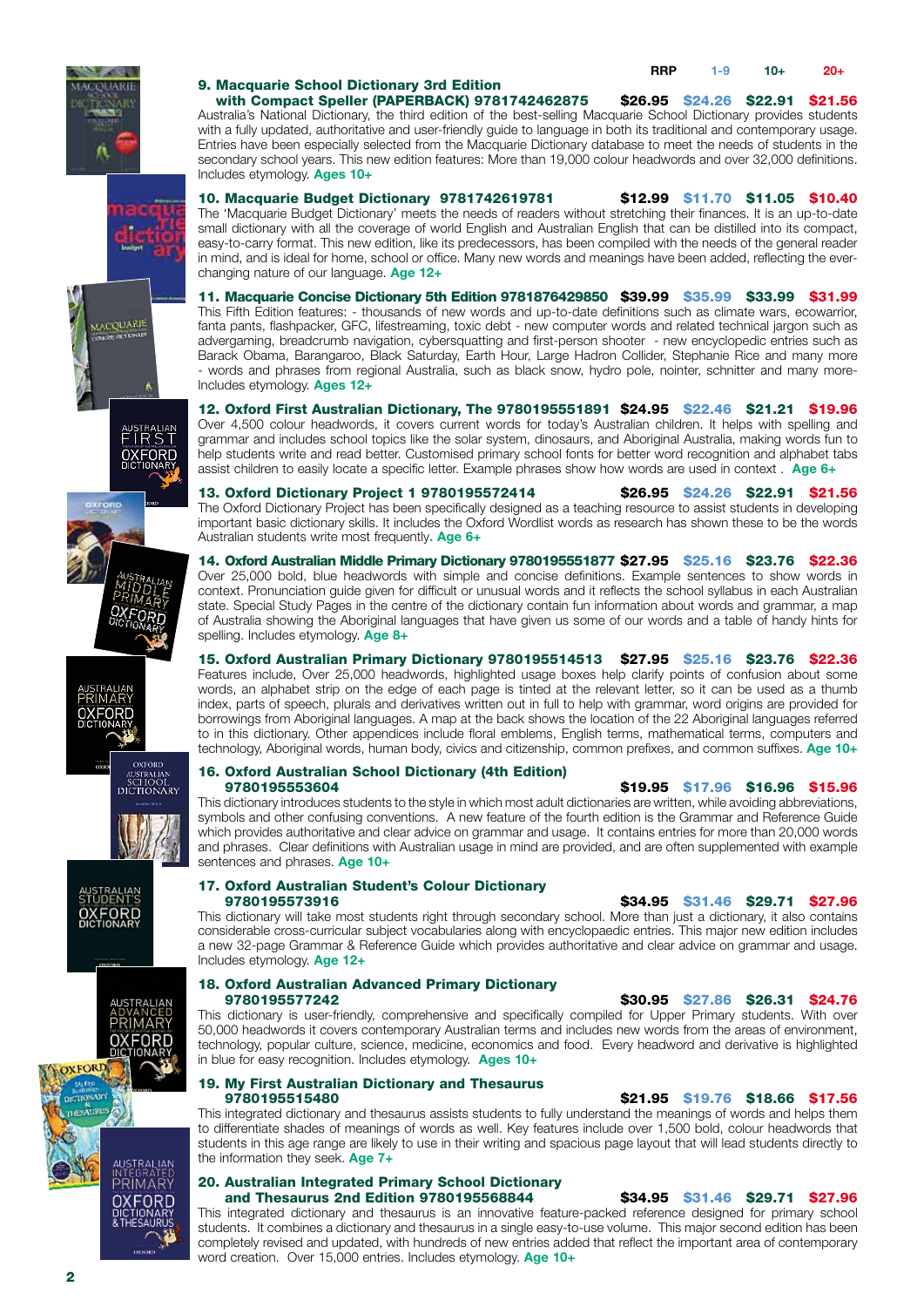| | RRP | 1-9 | 10+ | 20+ |
|---|---|---|---|---|

**9. Macquarie School Dictionary 3rd Edition with Compact Speller (PAPERBACK) 9781742462875** $26.95 $24.26 $22.91 $21.56

Australia's National Dictionary, the third edition of the best-selling Macquarie School Dictionary provides students with a fully updated, authoritative and user-friendly guide to language in both its traditional and contemporary usage. Entries have been especially selected from the Macquarie Dictionary database to meet the needs of students in the secondary school years. This new edition features: More than 19,000 colour headwords and over 32,000 definitions. Includes etymology. **Ages 10+**

**10. Macquarie Budget Dictionary 9781742619781** $12.99 $11.70 $11.05 $10.40

The 'Macquarie Budget Dictionary' meets the needs of readers without stretching their finances. It is an up-to-date small dictionary with all the coverage of world English and Australian English that can be distilled into its compact, easy-to-carry format. This new edition, like its predecessors, has been compiled with the needs of the general reader in mind, and is ideal for home, school or office. Many new words and meanings have been added, reflecting the ever-changing nature of our language. **Age 12+**

**11. Macquarie Concise Dictionary 5th Edition 9781876429850** $39.99 $35.99 $33.99 $31.99

This Fifth Edition features: - thousands of new words and up-to-date definitions such as climate wars, ecowarrior, fanta pants, flashpacker, GFC, lifestreaming, toxic debt - new computer words and related technical jargon such as advergaming, breadcrumb navigation, cybersquatting and first-person shooter - new encyclopedic entries such as Barack Obama, Barangaroo, Black Saturday, Earth Hour, Large Hadron Collider, Stephanie Rice and many more - words and phrases from regional Australia, such as black snow, hydro pole, nointer, schnitter and many more- Includes etymology. **Ages 12+**

**12. Oxford First Australian Dictionary, The 9780195551891** $24.95 $22.46 $21.21 $19.96

Over 4,500 colour headwords, it covers current words for today's Australian children. It helps with spelling and grammar and includes school topics like the solar system, dinosaurs, and Aboriginal Australia, making words fun to help students write and read better. Customised primary school fonts for better word recognition and alphabet tabs assist children to easily locate a specific letter. Example phrases show how words are used in context . **Age 6+**

**13. Oxford Dictionary Project 1 9780195572414** $26.95 $24.26 $22.91 $21.56

The Oxford Dictionary Project has been specifically designed as a teaching resource to assist students in developing important basic dictionary skills. It includes the Oxford Wordlist words as research has shown these to be the words Australian students write most frequently. **Age 6+**

**14. Oxford Australian Middle Primary Dictionary 9780195551877** $27.95 $25.16 $23.76 $22.36

Over 25,000 bold, blue headwords with simple and concise definitions. Example sentences to show words in context. Pronunciation guide given for difficult or unusual words and it reflects the school syllabus in each Australian state. Special Study Pages in the centre of the dictionary contain fun information about words and grammar, a map of Australia showing the Aboriginal languages that have given us some of our words and a table of handy hints for spelling. Includes etymology. **Age 8+**

**15. Oxford Australian Primary Dictionary 9780195514513** $27.95 $25.16 $23.76 $22.36

Features include, Over 25,000 headwords, highlighted usage boxes help clarify points of confusion about some words, an alphabet strip on the edge of each page is tinted at the relevant letter, so it can be used as a thumb index, parts of speech, plurals and derivatives written out in full to help with grammar, word origins are provided for borrowings from Aboriginal languages. A map at the back shows the location of the 22 Aboriginal languages referred to in this dictionary. Other appendices include floral emblems, English terms, mathematical terms, computers and technology, Aboriginal words, human body, civics and citizenship, common prefixes, and common suffixes. **Age 10+**

**16. Oxford Australian School Dictionary (4th Edition) 9780195553604** $19.95 $17.96 $16.96 $15.96

This dictionary introduces students to the style in which most adult dictionaries are written, while avoiding abbreviations, symbols and other confusing conventions. A new feature of the fourth edition is the Grammar and Reference Guide which provides authoritative and clear advice on grammar and usage. It contains entries for more than 20,000 words and phrases. Clear definitions with Australian usage in mind are provided, and are often supplemented with example sentences and phrases. **Age 10+**

**17. Oxford Australian Student's Colour Dictionary 9780195573916** $34.95 $31.46 $29.71 $27.96

This dictionary will take most students right through secondary school. More than just a dictionary, it also contains considerable cross-curricular subject vocabularies along with encyclopaedic entries. This major new edition includes a new 32-page Grammar & Reference Guide which provides authoritative and clear advice on grammar and usage. Includes etymology. **Age 12+**

**18. Oxford Australian Advanced Primary Dictionary 9780195577242** $30.95 $27.86 $26.31 $24.76

This dictionary is user-friendly, comprehensive and specifically compiled for Upper Primary students. With over 50,000 headwords it covers contemporary Australian terms and includes new words from the areas of environment, technology, popular culture, science, medicine, economics and food. Every headword and derivative is highlighted in blue for easy recognition. Includes etymology. **Ages 10+**

**19. My First Australian Dictionary and Thesaurus 9780195515480** $21.95 $19.76 $18.66 $17.56

This integrated dictionary and thesaurus assists students to fully understand the meanings of words and helps them to differentiate shades of meanings of words as well. Key features include over 1,500 bold, colour headwords that students in this age range are likely to use in their writing and spacious page layout that will lead students directly to the information they seek. **Age 7+**

**20. Australian Integrated Primary School Dictionary and Thesaurus 2nd Edition 9780195568844** $34.95 $31.46 $29.71 $27.96

This integrated dictionary and thesaurus is an innovative feature-packed reference designed for primary school students. It combines a dictionary and thesaurus in a single easy-to-use volume. This major second edition has been completely revised and updated, with hundreds of new entries added that reflect the important area of contemporary word creation. Over 15,000 entries. Includes etymology. **Age 10+**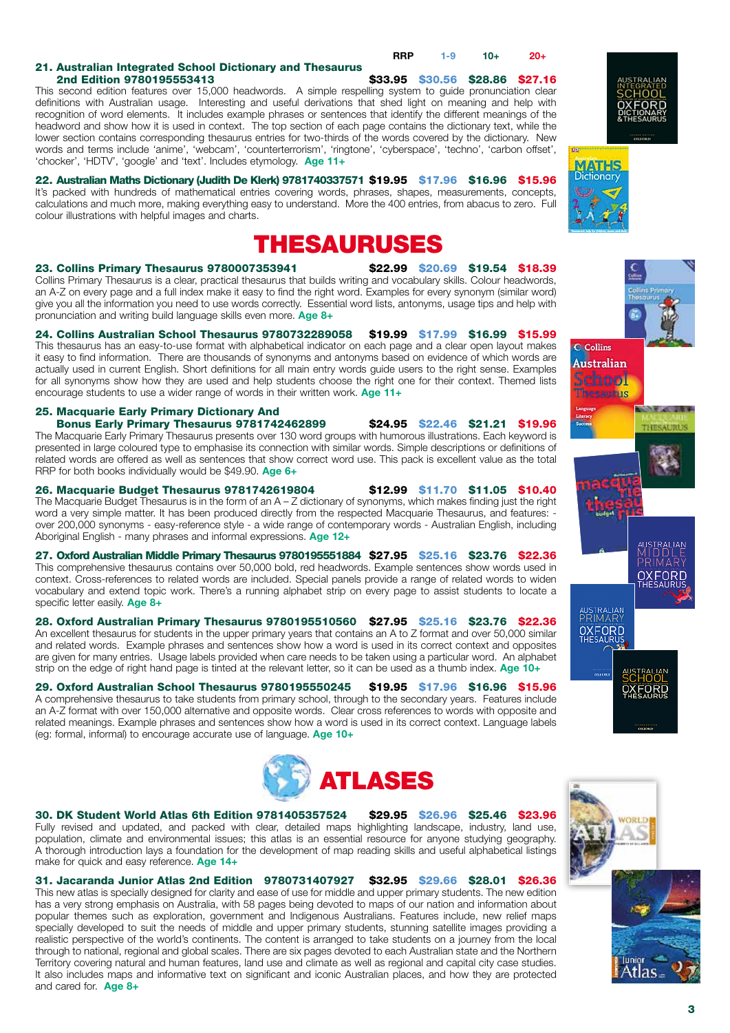| | RRP | 1-9 | 10+ | 20+ |
|---|---|---|---|---|

**21. Australian Integrated School Dictionary and Thesaurus 2nd Edition 9780195553413** — $33.95 | $30.56 | $28.86 | $27.16

This second edition features over 15,000 headwords. A simple respelling system to guide pronunciation clear definitions with Australian usage. Interesting and useful derivations that shed light on meaning and help with recognition of word elements. It includes example phrases or sentences that identify the different meanings of the headword and show how it is used in context. The top section of each page contains the dictionary text, while the lower section contains corresponding thesaurus entries for two-thirds of the words covered by the dictionary. New words and terms include 'anime', 'webcam', 'counterterrorism', 'ringtone', 'cyberspace', 'techno', 'carbon offset', 'chocker', 'HDTV', 'google' and 'text'. Includes etymology. **Age 11+**

**22. Australian Maths Dictionary (Judith De Klerk) 9781740337571** — $19.95 | $17.96 | $16.96 | $15.96

It's packed with hundreds of mathematical entries covering words, phrases, shapes, measurements, concepts, calculations and much more, making everything easy to understand. More the 400 entries, from abacus to zero. Full colour illustrations with helpful images and charts.

# THESAURUSES

**23. Collins Primary Thesaurus 9780007353941** — $22.99 | $20.69 | $19.54 | $18.39

Collins Primary Thesaurus is a clear, practical thesaurus that builds writing and vocabulary skills. Colour headwords, an A-Z on every page and a full index make it easy to find the right word. Examples for every synonym (similar word) give you all the information you need to use words correctly. Essential word lists, antonyms, usage tips and help with pronunciation and writing build language skills even more. **Age 8+**

**24. Collins Australian School Thesaurus 9780732289058** — $19.99 | $17.99 | $16.99 | $15.99

This thesaurus has an easy-to-use format with alphabetical indicator on each page and a clear open layout makes it easy to find information. There are thousands of synonyms and antonyms based on evidence of which words are actually used in current English. Short definitions for all main entry words guide users to the right sense. Examples for all synonyms show how they are used and help students choose the right one for their context. Themed lists encourage students to use a wider range of words in their written work. **Age 11+**

**25. Macquarie Early Primary Dictionary And Bonus Early Primary Thesaurus 9781742462899** — $24.95 | $22.46 | $21.21 | $19.96

The Macquarie Early Primary Thesaurus presents over 130 word groups with humorous illustrations. Each keyword is presented in large coloured type to emphasise its connection with similar words. Simple descriptions or definitions of related words are offered as well as sentences that show correct word use. This pack is excellent value as the total RRP for both books individually would be $49.90. **Age 6+**

**26. Macquarie Budget Thesaurus 9781742619804** — $12.99 | $11.70 | $11.05 | $10.40

The Macquarie Budget Thesaurus is in the form of an A – Z dictionary of synonyms, which makes finding just the right word a very simple matter. It has been produced directly from the respected Macquarie Thesaurus, and features: - over 200,000 synonyms - easy-reference style - a wide range of contemporary words - Australian English, including Aboriginal English - many phrases and informal expressions. **Age 12+**

**27. Oxford Australian Middle Primary Thesaurus 9780195551884** — $27.95 | $25.16 | $23.76 | $22.36

This comprehensive thesaurus contains over 50,000 bold, red headwords. Example sentences show words used in context. Cross-references to related words are included. Special panels provide a range of related words to widen vocabulary and extend topic work. There's a running alphabet strip on every page to assist students to locate a specific letter easily. **Age 8+**

**28. Oxford Australian Primary Thesaurus 9780195510560** — $27.95 | $25.16 | $23.76 | $22.36

An excellent thesaurus for students in the upper primary years that contains an A to Z format and over 50,000 similar and related words. Example phrases and sentences show how a word is used in its correct context and opposites are given for many entries. Usage labels provided when care needs to be taken using a particular word. An alphabet strip on the edge of right hand page is tinted at the relevant letter, so it can be used as a thumb index. **Age 10+**

**29. Oxford Australian School Thesaurus 9780195550245** — $19.95 | $17.96 | $16.96 | $15.96

A comprehensive thesaurus to take students from primary school, through to the secondary years. Features include an A-Z format with over 150,000 alternative and opposite words. Clear cross references to words with opposite and related meanings. Example phrases and sentences show how a word is used in its correct context. Language labels (eg: formal, informal) to encourage accurate use of language. **Age 10+**

# ATLASES

**30. DK Student World Atlas 6th Edition 9781405357524** — $29.95 | $26.96 | $25.46 | $23.96

Fully revised and updated, and packed with clear, detailed maps highlighting landscape, industry, land use, population, climate and environmental issues; this atlas is an essential resource for anyone studying geography. A thorough introduction lays a foundation for the development of map reading skills and useful alphabetical listings make for quick and easy reference. **Age 14+**

**31. Jacaranda Junior Atlas 2nd Edition 9780731407927** — $32.95 | $29.66 | $28.01 | $26.36

This new atlas is specially designed for clarity and ease of use for middle and upper primary students. The new edition has a very strong emphasis on Australia, with 58 pages being devoted to maps of our nation and information about popular themes such as exploration, government and Indigenous Australians. Features include, new relief maps specially developed to suit the needs of middle and upper primary students, stunning satellite images providing a realistic perspective of the world's continents. The content is arranged to take students on a journey from the local through to national, regional and global scales. There are six pages devoted to each Australian state and the Northern Territory covering natural and human features, land use and climate as well as regional and capital city case studies. It also includes maps and informative text on significant and iconic Australian places, and how they are protected and cared for. **Age 8+**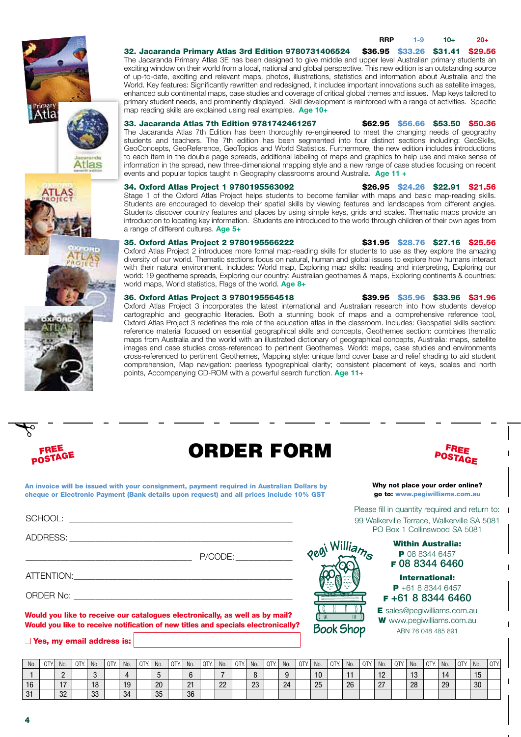| | RRP | 1-9 | 10+ | 20+ |
|---|---|---|---|---|
| **32. Jacaranda Primary Atlas 3rd Edition 9780731406524** | $36.95 | $33.26 | $31.41 | $29.56 |
| **33. Jacaranda Atlas 7th Edition 9781742461267** | $62.95 | $56.66 | $53.50 | $50.36 |
| **34. Oxford Atlas Project 1 9780195563092** | $26.95 | $24.26 | $22.91 | $21.56 |
| **35. Oxford Atlas Project 2 9780195566222** | $31.95 | $28.76 | $27.16 | $25.56 |
| **36. Oxford Atlas Project 3 9780195564518** | $39.95 | $35.96 | $33.96 | $31.96 |

**32. Jacaranda Primary Atlas 3rd Edition 9780731406524**

The Jacaranda Primary Atlas 3E has been designed to give middle and upper level Australian primary students an exciting window on their world from a local, national and global perspective. This new edition is an outstanding source of up-to-date, exciting and relevant maps, photos, illustrations, statistics and information about Australia and the World. Key features: Significantly rewritten and redesigned, it includes important innovations such as satellite images, enhanced sub continental maps, case studies and coverage of critical global themes and issues. Map keys tailored to primary student needs, and prominently displayed. Skill development is reinforced with a range of activities. Specific map reading skills are explained using real examples. **Age 10+**

**33. Jacaranda Atlas 7th Edition 9781742461267**

The Jacaranda Atlas 7th Edition has been thoroughly re-engineered to meet the changing needs of geography students and teachers. The 7th edition has been segmented into four distinct sections including: GeoSkills, GeoConcepts, GeoReference, GeoTopics and World Statistics. Furthermore, the new edition includes introductions to each item in the double page spreads, additional labeling of maps and graphics to help use and make sense of information in the spread, new three-dimensional mapping style and a new range of case studies focusing on recent events and popular topics taught in Geography classrooms around Australia. **Age 11 +**

**34. Oxford Atlas Project 1 9780195563092**

Stage 1 of the Oxford Atlas Project helps students to become familiar with maps and basic map-reading skills. Students are encouraged to develop their spatial skills by viewing features and landscapes from different angles. Students discover country features and places by using simple keys, grids and scales. Thematic maps provide an introduction to locating key information. Students are introduced to the world through children of their own ages from a range of different cultures. **Age 5+**

**35. Oxford Atlas Project 2 9780195566222**

Oxford Atlas Project 2 introduces more formal map-reading skills for students to use as they explore the amazing diversity of our world. Thematic sections focus on natural, human and global issues to explore how humans interact with their natural environment. Includes: World map, Exploring map skills: reading and interpreting, Exploring our world: 19 geotheme spreads, Exploring our country: Australian geothemes & maps, Exploring continents & countries: world maps, World statistics, Flags of the world. **Age 8+**

**36. Oxford Atlas Project 3 9780195564518**

Oxford Atlas Project 3 incorporates the latest international and Australian research into how students develop cartographic and geographic literacies. Both a stunning book of maps and a comprehensive reference tool, Oxford Atlas Project 3 redefines the role of the education atlas in the classroom. Includes: Geospatial skills section: reference material focused on essential geographical skills and concepts, Geothemes section: combines thematic maps from Australia and the world with an illustrated dictionary of geographical concepts, Australia: maps, satellite images and case studies cross-referenced to pertinent Geothemes, World: maps, case studies and environments cross-referenced to pertinent Geothemes, Mapping style: unique land cover base and relief shading to aid student comprehension, Map navigation: peerless typographical clarity; consistent placement of keys, scales and north points, Accompanying CD-ROM with a powerful search function. **Age 11+**

---

**FREE POSTAGE**

# ORDER FORM

**FREE POSTAGE**

**An invoice will be issued with your consignment, payment required in Australian Dollars by cheque or Electronic Payment (Bank details upon request) and all prices include 10% GST**

SCHOOL: ______________________________

ADDRESS: ______________________________

______________________________ P/CODE: ____________

ATTENTION: ______________________________

ORDER No: ______________________________

**Would you like to receive our catalogues electronically, as well as by mail?**
**Would you like to receive notification of new titles and specials electronically?**

❑ **Yes, my email address is:** ____________________

**Why not place your order online?**
**go to: www.pegiwilliams.com.au**

Please fill in quantity required and return to:
99 Walkerville Terrace, Walkerville SA 5081
PO Box 1 Collinswood SA 5081

Pegi Williams Book Shop

**Within Australia:**
**P** 08 8344 6457
**F** 08 8344 6460

**International:**
**P** +61 8 8344 6457
**F** +61 8 8344 6460

**E** sales@pegiwilliams.com.au
**W** www.pegiwilliams.com.au
ABN 76 048 485 891

| No. | QTY. | No. | QTY. | No. | QTY. | No. | QTY. | No. | QTY. | No. | QTY. | No. | QTY. | No. | QTY. | No. | QTY. | No. | QTY. | No. | QTY. | No. | QTY. | No. | QTY. | No. | QTY. | No. | QTY. |
|---|---|---|---|---|---|---|---|---|---|---|---|---|---|---|---|---|---|---|---|---|---|---|---|---|---|---|---|---|---|
| 1 | | 2 | | 3 | | 4 | | 5 | | 6 | | 7 | | 8 | | 9 | | 10 | | 11 | | 12 | | 13 | | 14 | | 15 | |
| 16 | | 17 | | 18 | | 19 | | 20 | | 21 | | 22 | | 23 | | 24 | | 25 | | 26 | | 27 | | 28 | | 29 | | 30 | |
| 31 | | 32 | | 33 | | 34 | | 35 | | 36 | | | | | | | | | | | | | | | | | | | |